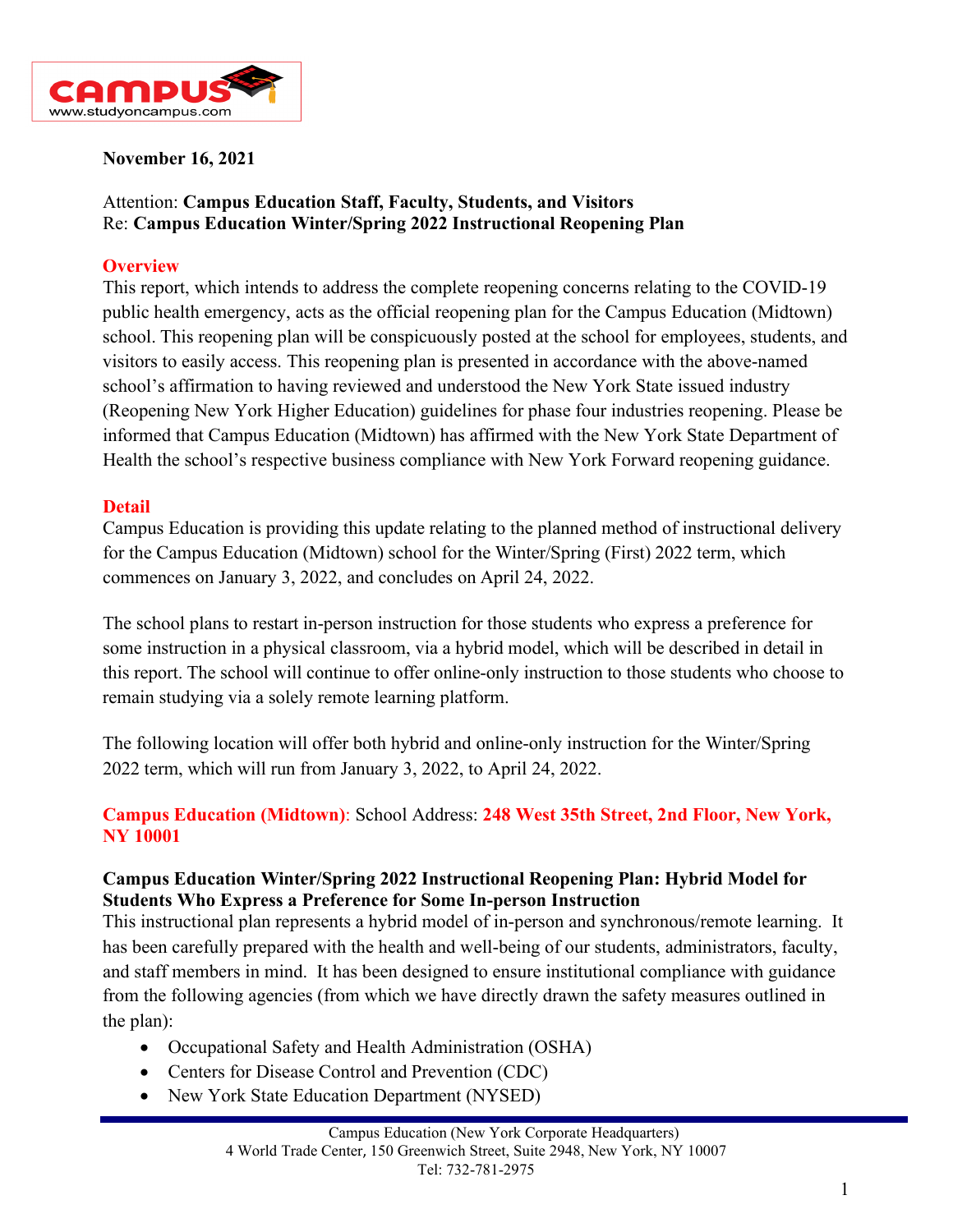**November 16, 2021**

Attention: **Campus Education Staff, Faculty, Students, and Visitors**
Re: **Campus Education Winter/Spring 2022 Instructional Reopening Plan**

## Overview

This report, which intends to address the complete reopening concerns relating to the COVID-19 public health emergency, acts as the official reopening plan for the Campus Education (Midtown) school. This reopening plan will be conspicuously posted at the school for employees, students, and visitors to easily access. This reopening plan is presented in accordance with the above-named school's affirmation to having reviewed and understood the New York State issued industry (Reopening New York Higher Education) guidelines for phase four industries reopening. Please be informed that Campus Education (Midtown) has affirmed with the New York State Department of Health the school's respective business compliance with New York Forward reopening guidance.

## Detail

Campus Education is providing this update relating to the planned method of instructional delivery for the Campus Education (Midtown) school for the Winter/Spring (First) 2022 term, which commences on January 3, 2022, and concludes on April 24, 2022.

The school plans to restart in-person instruction for those students who express a preference for some instruction in a physical classroom, via a hybrid model, which will be described in detail in this report. The school will continue to offer online-only instruction to those students who choose to remain studying via a solely remote learning platform.

The following location will offer both hybrid and online-only instruction for the Winter/Spring 2022 term, which will run from January 3, 2022, to April 24, 2022.

**Campus Education (Midtown)**: School Address: **248 West 35th Street, 2nd Floor, New York, NY 10001**

### Campus Education Winter/Spring 2022 Instructional Reopening Plan: Hybrid Model for Students Who Express a Preference for Some In-person Instruction

This instructional plan represents a hybrid model of in-person and synchronous/remote learning. It has been carefully prepared with the health and well-being of our students, administrators, faculty, and staff members in mind. It has been designed to ensure institutional compliance with guidance from the following agencies (from which we have directly drawn the safety measures outlined in the plan):

- Occupational Safety and Health Administration (OSHA)
- Centers for Disease Control and Prevention (CDC)
- New York State Education Department (NYSED)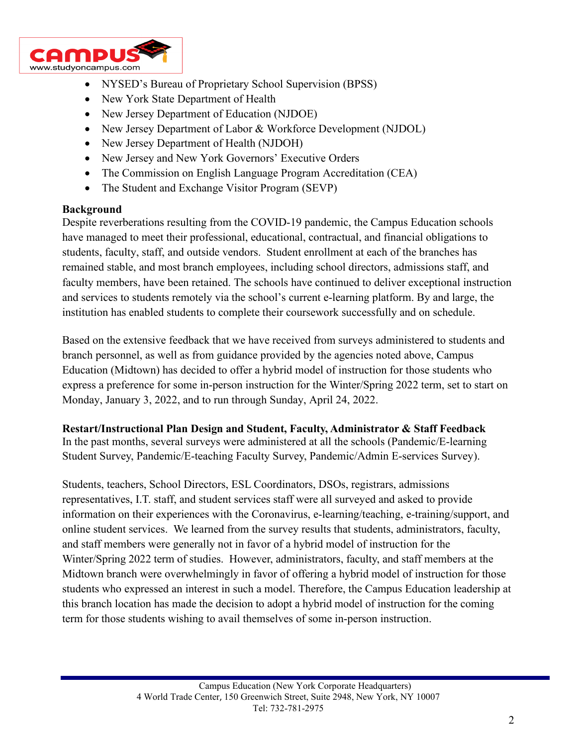- NYSED's Bureau of Proprietary School Supervision (BPSS)
- New York State Department of Health
- New Jersey Department of Education (NJDOE)
- New Jersey Department of Labor & Workforce Development (NJDOL)
- New Jersey Department of Health (NJDOH)
- New Jersey and New York Governors' Executive Orders
- The Commission on English Language Program Accreditation (CEA)
- The Student and Exchange Visitor Program (SEVP)

**Background**

Despite reverberations resulting from the COVID-19 pandemic, the Campus Education schools have managed to meet their professional, educational, contractual, and financial obligations to students, faculty, staff, and outside vendors. Student enrollment at each of the branches has remained stable, and most branch employees, including school directors, admissions staff, and faculty members, have been retained. The schools have continued to deliver exceptional instruction and services to students remotely via the school's current e-learning platform. By and large, the institution has enabled students to complete their coursework successfully and on schedule.

Based on the extensive feedback that we have received from surveys administered to students and branch personnel, as well as from guidance provided by the agencies noted above, Campus Education (Midtown) has decided to offer a hybrid model of instruction for those students who express a preference for some in-person instruction for the Winter/Spring 2022 term, set to start on Monday, January 3, 2022, and to run through Sunday, April 24, 2022.

**Restart/Instructional Plan Design and Student, Faculty, Administrator & Staff Feedback**

In the past months, several surveys were administered at all the schools (Pandemic/E-learning Student Survey, Pandemic/E-teaching Faculty Survey, Pandemic/Admin E-services Survey).

Students, teachers, School Directors, ESL Coordinators, DSOs, registrars, admissions representatives, I.T. staff, and student services staff were all surveyed and asked to provide information on their experiences with the Coronavirus, e-learning/teaching, e-training/support, and online student services. We learned from the survey results that students, administrators, faculty, and staff members were generally not in favor of a hybrid model of instruction for the Winter/Spring 2022 term of studies. However, administrators, faculty, and staff members at the Midtown branch were overwhelmingly in favor of offering a hybrid model of instruction for those students who expressed an interest in such a model. Therefore, the Campus Education leadership at this branch location has made the decision to adopt a hybrid model of instruction for the coming term for those students wishing to avail themselves of some in-person instruction.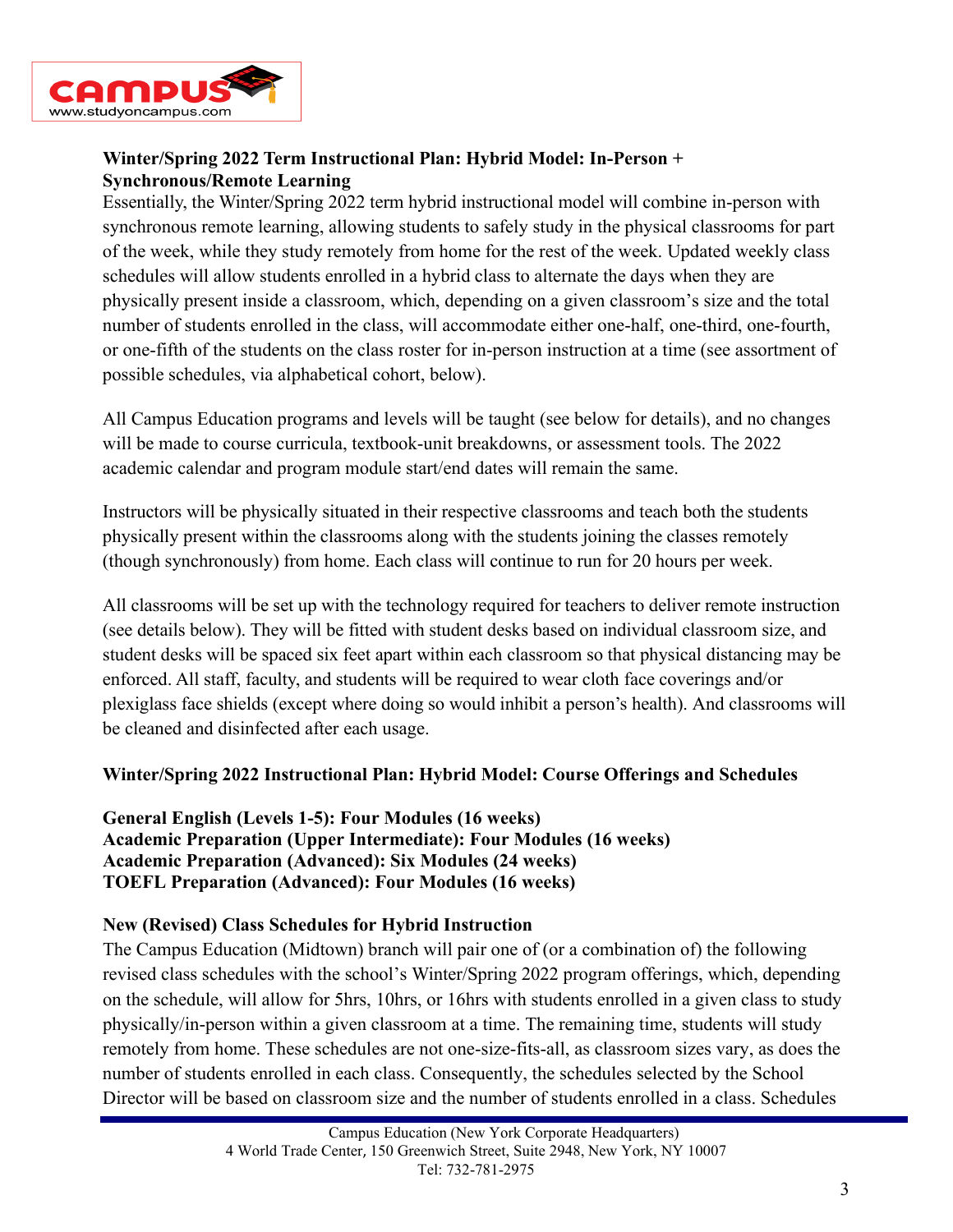**Winter/Spring 2022 Term Instructional Plan: Hybrid Model: In-Person + Synchronous/Remote Learning**

Essentially, the Winter/Spring 2022 term hybrid instructional model will combine in-person with synchronous remote learning, allowing students to safely study in the physical classrooms for part of the week, while they study remotely from home for the rest of the week. Updated weekly class schedules will allow students enrolled in a hybrid class to alternate the days when they are physically present inside a classroom, which, depending on a given classroom's size and the total number of students enrolled in the class, will accommodate either one-half, one-third, one-fourth, or one-fifth of the students on the class roster for in-person instruction at a time (see assortment of possible schedules, via alphabetical cohort, below).

All Campus Education programs and levels will be taught (see below for details), and no changes will be made to course curricula, textbook-unit breakdowns, or assessment tools. The 2022 academic calendar and program module start/end dates will remain the same.

Instructors will be physically situated in their respective classrooms and teach both the students physically present within the classrooms along with the students joining the classes remotely (though synchronously) from home. Each class will continue to run for 20 hours per week.

All classrooms will be set up with the technology required for teachers to deliver remote instruction (see details below). They will be fitted with student desks based on individual classroom size, and student desks will be spaced six feet apart within each classroom so that physical distancing may be enforced. All staff, faculty, and students will be required to wear cloth face coverings and/or plexiglass face shields (except where doing so would inhibit a person's health). And classrooms will be cleaned and disinfected after each usage.

**Winter/Spring 2022 Instructional Plan: Hybrid Model: Course Offerings and Schedules**

**General English (Levels 1-5): Four Modules (16 weeks)**
**Academic Preparation (Upper Intermediate): Four Modules (16 weeks)**
**Academic Preparation (Advanced): Six Modules (24 weeks)**
**TOEFL Preparation (Advanced): Four Modules (16 weeks)**

**New (Revised) Class Schedules for Hybrid Instruction**

The Campus Education (Midtown) branch will pair one of (or a combination of) the following revised class schedules with the school's Winter/Spring 2022 program offerings, which, depending on the schedule, will allow for 5hrs, 10hrs, or 16hrs with students enrolled in a given class to study physically/in-person within a given classroom at a time. The remaining time, students will study remotely from home. These schedules are not one-size-fits-all, as classroom sizes vary, as does the number of students enrolled in each class. Consequently, the schedules selected by the School Director will be based on classroom size and the number of students enrolled in a class. Schedules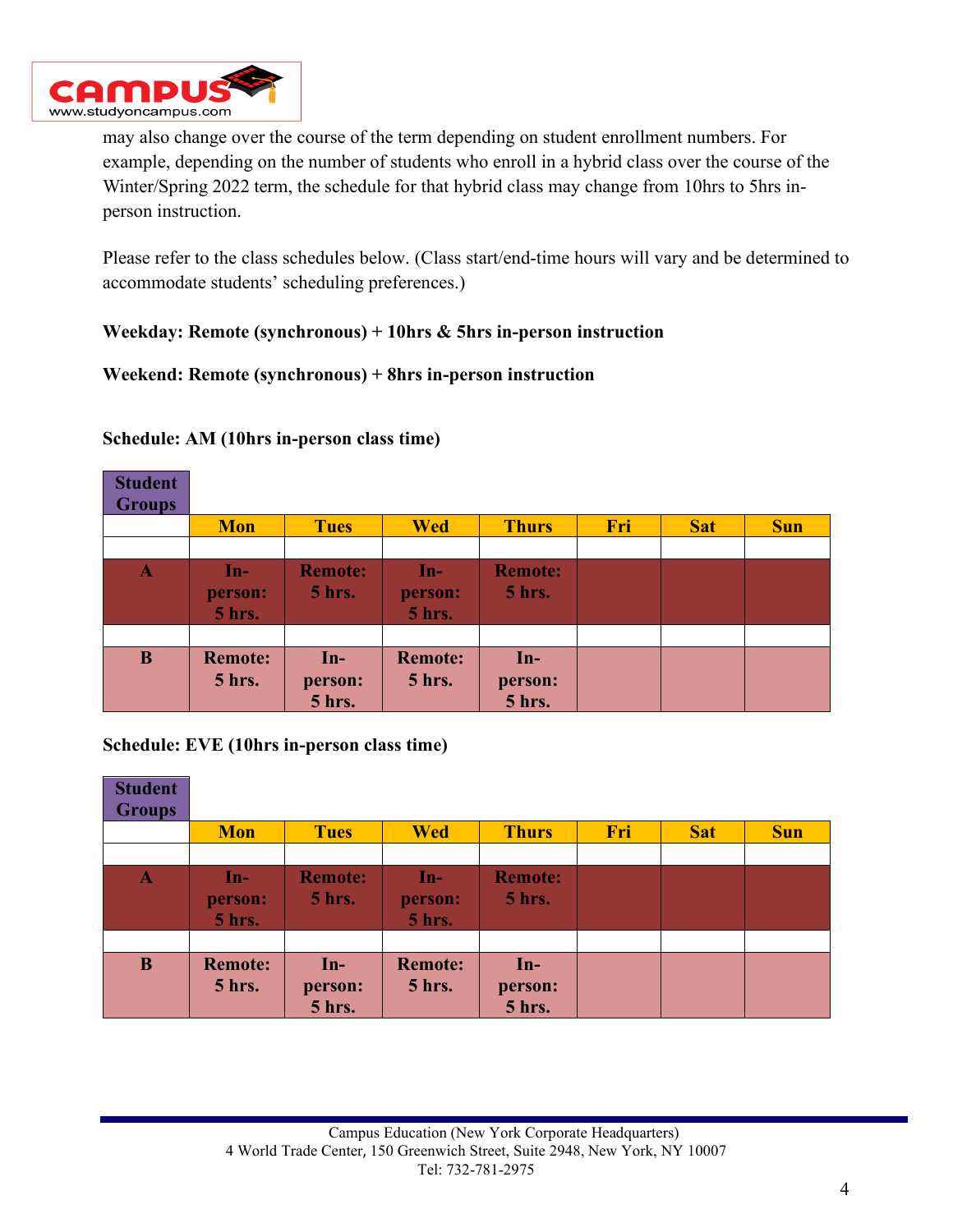may also change over the course of the term depending on student enrollment numbers. For example, depending on the number of students who enroll in a hybrid class over the course of the Winter/Spring 2022 term, the schedule for that hybrid class may change from 10hrs to 5hrs in-person instruction.

Please refer to the class schedules below. (Class start/end-time hours will vary and be determined to accommodate students' scheduling preferences.)

**Weekday: Remote (synchronous) + 10hrs & 5hrs in-person instruction**

**Weekend: Remote (synchronous) + 8hrs in-person instruction**

**Schedule: AM (10hrs in-person class time)**

| Student Groups | Mon | Tues | Wed | Thurs | Fri | Sat | Sun |
|---|---|---|---|---|---|---|---|
| A | In-person: 5 hrs. | Remote: 5 hrs. | In-person: 5 hrs. | Remote: 5 hrs. | | | |
| B | Remote: 5 hrs. | In-person: 5 hrs. | Remote: 5 hrs. | In-person: 5 hrs. | | | |

**Schedule: EVE (10hrs in-person class time)**

| Student Groups | Mon | Tues | Wed | Thurs | Fri | Sat | Sun |
|---|---|---|---|---|---|---|---|
| A | In-person: 5 hrs. | Remote: 5 hrs. | In-person: 5 hrs. | Remote: 5 hrs. | | | |
| B | Remote: 5 hrs. | In-person: 5 hrs. | Remote: 5 hrs. | In-person: 5 hrs. | | | |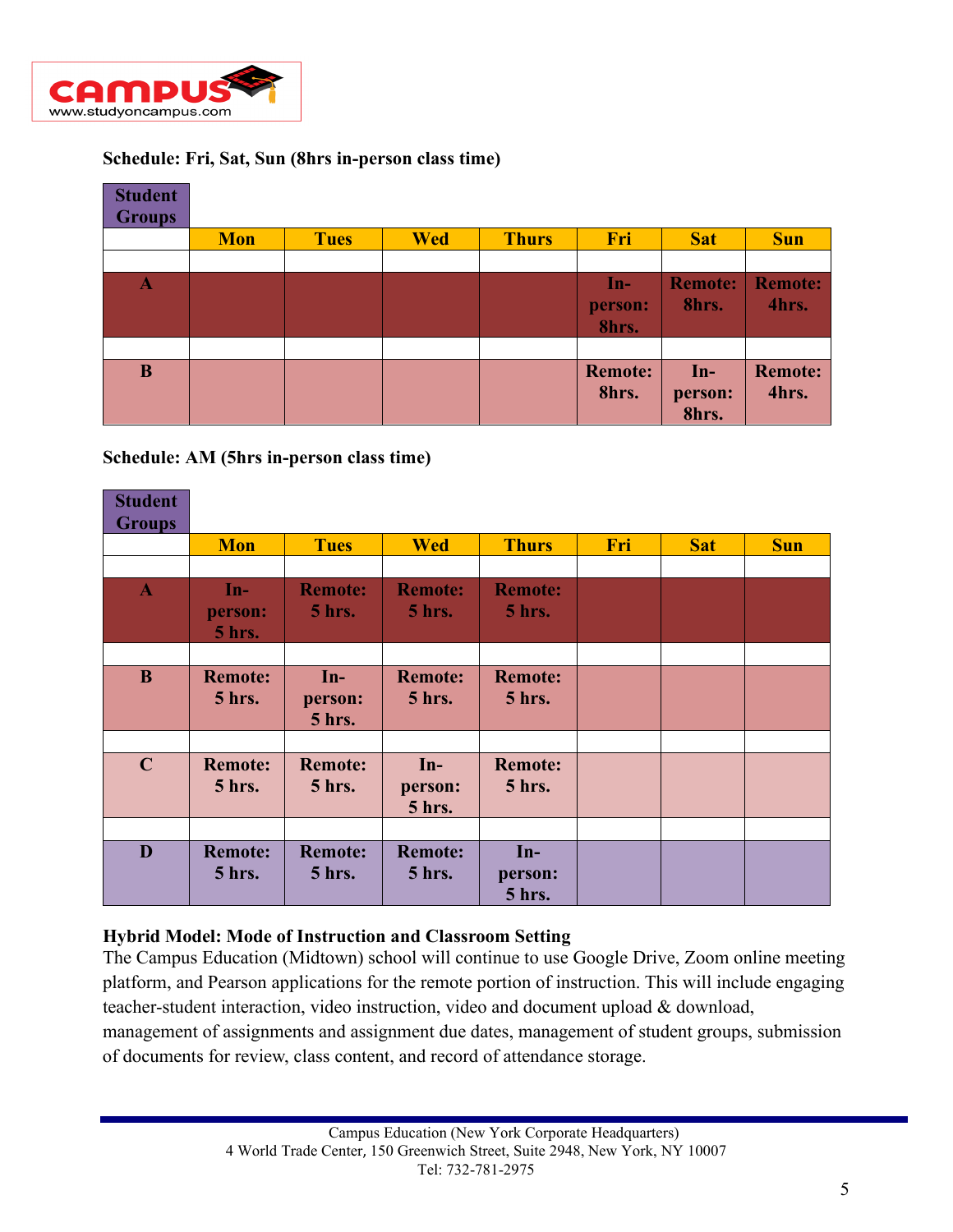**Schedule: Fri, Sat, Sun (8hrs in-person class time)**

| Student Groups | Mon | Tues | Wed | Thurs | Fri | Sat | Sun |
|---|---|---|---|---|---|---|---|
| A | | | | | In-person: 8hrs. | Remote: 8hrs. | Remote: 4hrs. |
| B | | | | | Remote: 8hrs. | In-person: 8hrs. | Remote: 4hrs. |

**Schedule: AM (5hrs in-person class time)**

| Student Groups | Mon | Tues | Wed | Thurs | Fri | Sat | Sun |
|---|---|---|---|---|---|---|---|
| A | In-person: 5 hrs. | Remote: 5 hrs. | Remote: 5 hrs. | Remote: 5 hrs. | | | |
| B | Remote: 5 hrs. | In-person: 5 hrs. | Remote: 5 hrs. | Remote: 5 hrs. | | | |
| C | Remote: 5 hrs. | Remote: 5 hrs. | In-person: 5 hrs. | Remote: 5 hrs. | | | |
| D | Remote: 5 hrs. | Remote: 5 hrs. | Remote: 5 hrs. | In-person: 5 hrs. | | | |

**Hybrid Model: Mode of Instruction and Classroom Setting**

The Campus Education (Midtown) school will continue to use Google Drive, Zoom online meeting platform, and Pearson applications for the remote portion of instruction. This will include engaging teacher-student interaction, video instruction, video and document upload & download, management of assignments and assignment due dates, management of student groups, submission of documents for review, class content, and record of attendance storage.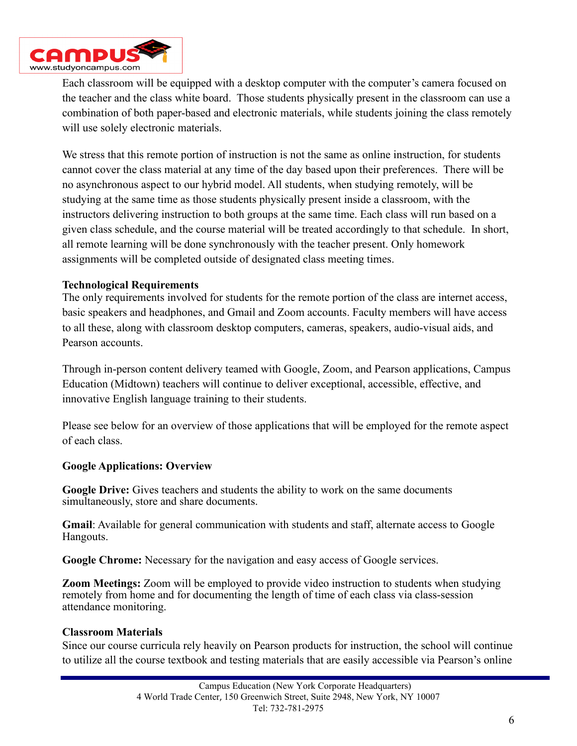Each classroom will be equipped with a desktop computer with the computer's camera focused on the teacher and the class white board. Those students physically present in the classroom can use a combination of both paper-based and electronic materials, while students joining the class remotely will use solely electronic materials.

We stress that this remote portion of instruction is not the same as online instruction, for students cannot cover the class material at any time of the day based upon their preferences. There will be no asynchronous aspect to our hybrid model. All students, when studying remotely, will be studying at the same time as those students physically present inside a classroom, with the instructors delivering instruction to both groups at the same time. Each class will run based on a given class schedule, and the course material will be treated accordingly to that schedule. In short, all remote learning will be done synchronously with the teacher present. Only homework assignments will be completed outside of designated class meeting times.

**Technological Requirements**

The only requirements involved for students for the remote portion of the class are internet access, basic speakers and headphones, and Gmail and Zoom accounts. Faculty members will have access to all these, along with classroom desktop computers, cameras, speakers, audio-visual aids, and Pearson accounts.

Through in-person content delivery teamed with Google, Zoom, and Pearson applications, Campus Education (Midtown) teachers will continue to deliver exceptional, accessible, effective, and innovative English language training to their students.

Please see below for an overview of those applications that will be employed for the remote aspect of each class.

**Google Applications: Overview**

**Google Drive:** Gives teachers and students the ability to work on the same documents simultaneously, store and share documents.

**Gmail**: Available for general communication with students and staff, alternate access to Google Hangouts.

**Google Chrome:** Necessary for the navigation and easy access of Google services.

**Zoom Meetings:** Zoom will be employed to provide video instruction to students when studying remotely from home and for documenting the length of time of each class via class-session attendance monitoring.

**Classroom Materials**

Since our course curricula rely heavily on Pearson products for instruction, the school will continue to utilize all the course textbook and testing materials that are easily accessible via Pearson's online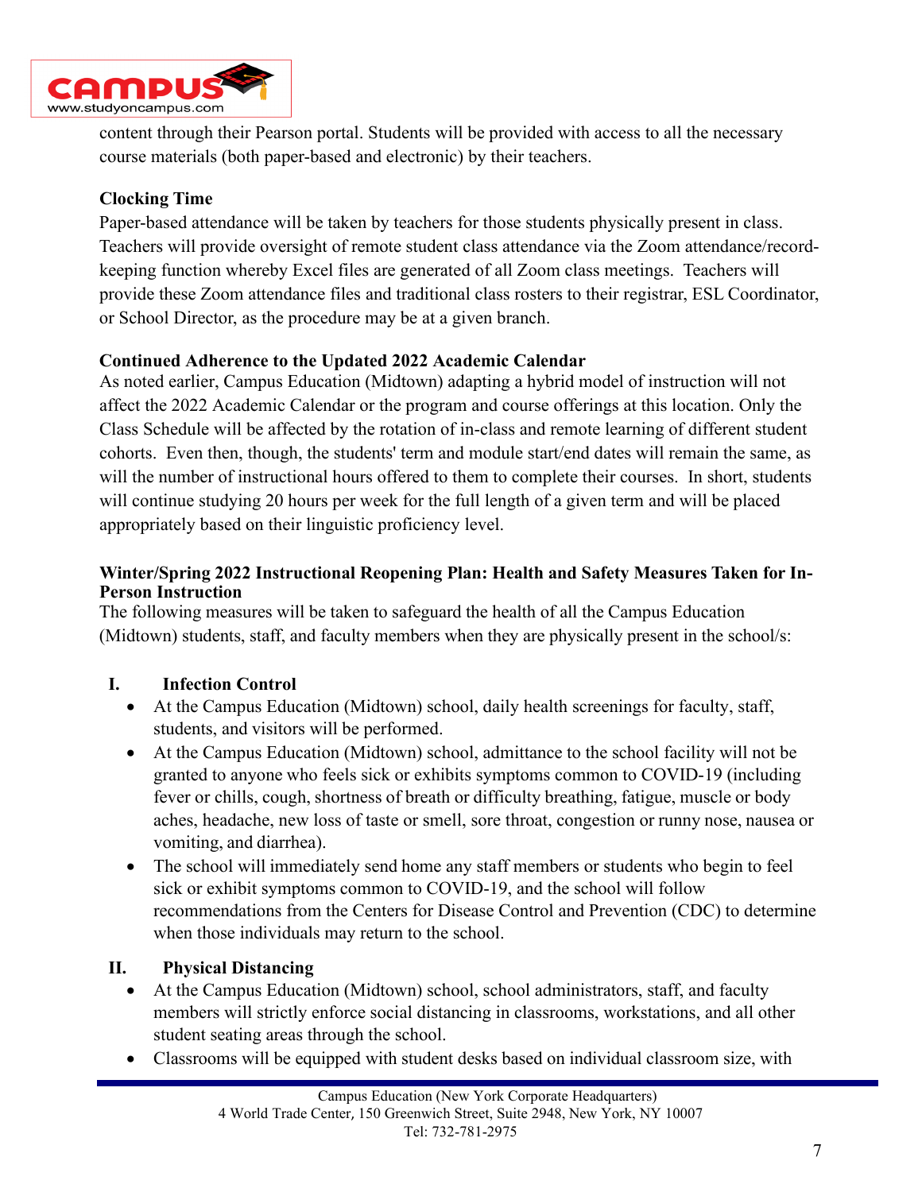content through their Pearson portal. Students will be provided with access to all the necessary course materials (both paper-based and electronic) by their teachers.

**Clocking Time**

Paper-based attendance will be taken by teachers for those students physically present in class. Teachers will provide oversight of remote student class attendance via the Zoom attendance/record-keeping function whereby Excel files are generated of all Zoom class meetings. Teachers will provide these Zoom attendance files and traditional class rosters to their registrar, ESL Coordinator, or School Director, as the procedure may be at a given branch.

**Continued Adherence to the Updated 2022 Academic Calendar**

As noted earlier, Campus Education (Midtown) adapting a hybrid model of instruction will not affect the 2022 Academic Calendar or the program and course offerings at this location. Only the Class Schedule will be affected by the rotation of in-class and remote learning of different student cohorts. Even then, though, the students' term and module start/end dates will remain the same, as will the number of instructional hours offered to them to complete their courses. In short, students will continue studying 20 hours per week for the full length of a given term and will be placed appropriately based on their linguistic proficiency level.

**Winter/Spring 2022 Instructional Reopening Plan: Health and Safety Measures Taken for In-Person Instruction**

The following measures will be taken to safeguard the health of all the Campus Education (Midtown) students, staff, and faculty members when they are physically present in the school/s:

**I. Infection Control**

- At the Campus Education (Midtown) school, daily health screenings for faculty, staff, students, and visitors will be performed.
- At the Campus Education (Midtown) school, admittance to the school facility will not be granted to anyone who feels sick or exhibits symptoms common to COVID-19 (including fever or chills, cough, shortness of breath or difficulty breathing, fatigue, muscle or body aches, headache, new loss of taste or smell, sore throat, congestion or runny nose, nausea or vomiting, and diarrhea).
- The school will immediately send home any staff members or students who begin to feel sick or exhibit symptoms common to COVID-19, and the school will follow recommendations from the Centers for Disease Control and Prevention (CDC) to determine when those individuals may return to the school.

**II. Physical Distancing**

- At the Campus Education (Midtown) school, school administrators, staff, and faculty members will strictly enforce social distancing in classrooms, workstations, and all other student seating areas through the school.
- Classrooms will be equipped with student desks based on individual classroom size, with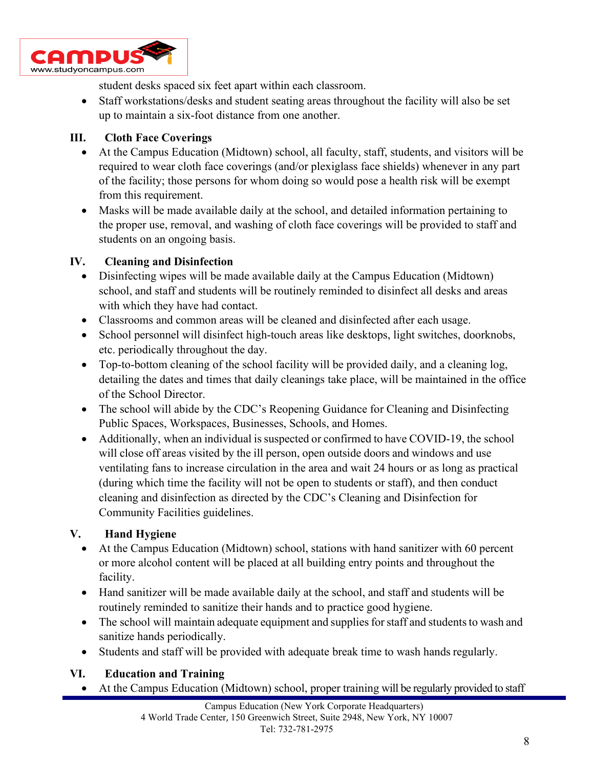student desks spaced six feet apart within each classroom.

- Staff workstations/desks and student seating areas throughout the facility will also be set up to maintain a six-foot distance from one another.

### III. Cloth Face Coverings

- At the Campus Education (Midtown) school, all faculty, staff, students, and visitors will be required to wear cloth face coverings (and/or plexiglass face shields) whenever in any part of the facility; those persons for whom doing so would pose a health risk will be exempt from this requirement.
- Masks will be made available daily at the school, and detailed information pertaining to the proper use, removal, and washing of cloth face coverings will be provided to staff and students on an ongoing basis.

### IV. Cleaning and Disinfection

- Disinfecting wipes will be made available daily at the Campus Education (Midtown) school, and staff and students will be routinely reminded to disinfect all desks and areas with which they have had contact.
- Classrooms and common areas will be cleaned and disinfected after each usage.
- School personnel will disinfect high-touch areas like desktops, light switches, doorknobs, etc. periodically throughout the day.
- Top-to-bottom cleaning of the school facility will be provided daily, and a cleaning log, detailing the dates and times that daily cleanings take place, will be maintained in the office of the School Director.
- The school will abide by the CDC's Reopening Guidance for Cleaning and Disinfecting Public Spaces, Workspaces, Businesses, Schools, and Homes.
- Additionally, when an individual is suspected or confirmed to have COVID-19, the school will close off areas visited by the ill person, open outside doors and windows and use ventilating fans to increase circulation in the area and wait 24 hours or as long as practical (during which time the facility will not be open to students or staff), and then conduct cleaning and disinfection as directed by the CDC's Cleaning and Disinfection for Community Facilities guidelines.

### V. Hand Hygiene

- At the Campus Education (Midtown) school, stations with hand sanitizer with 60 percent or more alcohol content will be placed at all building entry points and throughout the facility.
- Hand sanitizer will be made available daily at the school, and staff and students will be routinely reminded to sanitize their hands and to practice good hygiene.
- The school will maintain adequate equipment and supplies for staff and students to wash and sanitize hands periodically.
- Students and staff will be provided with adequate break time to wash hands regularly.

### VI. Education and Training

- At the Campus Education (Midtown) school, proper training will be regularly provided to staff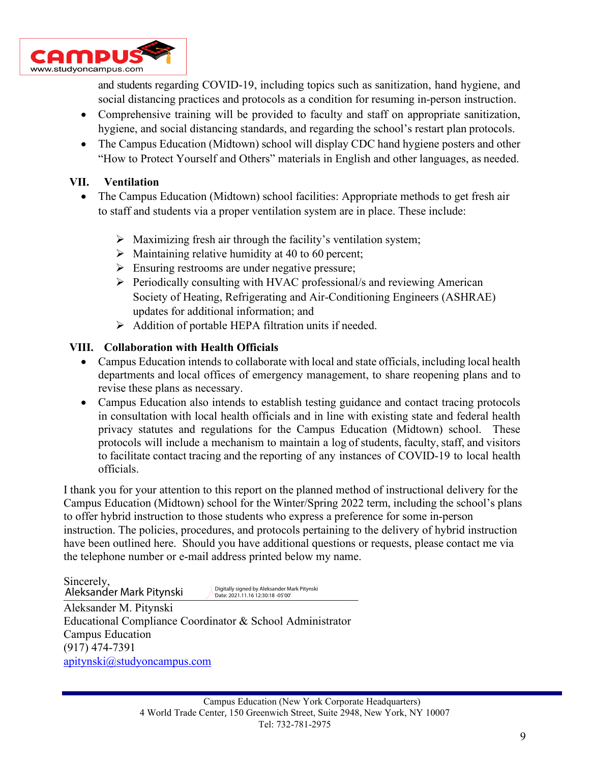and students regarding COVID-19, including topics such as sanitization, hand hygiene, and social distancing practices and protocols as a condition for resuming in-person instruction.

- Comprehensive training will be provided to faculty and staff on appropriate sanitization, hygiene, and social distancing standards, and regarding the school's restart plan protocols.
- The Campus Education (Midtown) school will display CDC hand hygiene posters and other "How to Protect Yourself and Others" materials in English and other languages, as needed.

## VII. Ventilation

- The Campus Education (Midtown) school facilities: Appropriate methods to get fresh air to staff and students via a proper ventilation system are in place. These include:
  - Maximizing fresh air through the facility's ventilation system;
  - Maintaining relative humidity at 40 to 60 percent;
  - Ensuring restrooms are under negative pressure;
  - Periodically consulting with HVAC professional/s and reviewing American Society of Heating, Refrigerating and Air-Conditioning Engineers (ASHRAE) updates for additional information; and
  - Addition of portable HEPA filtration units if needed.

## VIII. Collaboration with Health Officials

- Campus Education intends to collaborate with local and state officials, including local health departments and local offices of emergency management, to share reopening plans and to revise these plans as necessary.
- Campus Education also intends to establish testing guidance and contact tracing protocols in consultation with local health officials and in line with existing state and federal health privacy statutes and regulations for the Campus Education (Midtown) school. These protocols will include a mechanism to maintain a log of students, faculty, staff, and visitors to facilitate contact tracing and the reporting of any instances of COVID-19 to local health officials.

I thank you for your attention to this report on the planned method of instructional delivery for the Campus Education (Midtown) school for the Winter/Spring 2022 term, including the school's plans to offer hybrid instruction to those students who express a preference for some in-person instruction. The policies, procedures, and protocols pertaining to the delivery of hybrid instruction have been outlined here. Should you have additional questions or requests, please contact me via the telephone number or e-mail address printed below my name.

Sincerely,
Aleksander Mark Pitynski — Digitally signed by Aleksander Mark Pitynski, Date: 2021.11.16 12:30:18 -05'00'

Aleksander M. Pitynski
Educational Compliance Coordinator & School Administrator
Campus Education
(917) 474-7391
apitynski@studyoncampus.com

Campus Education (New York Corporate Headquarters)
4 World Trade Center, 150 Greenwich Street, Suite 2948, New York, NY 10007
Tel: 732-781-2975